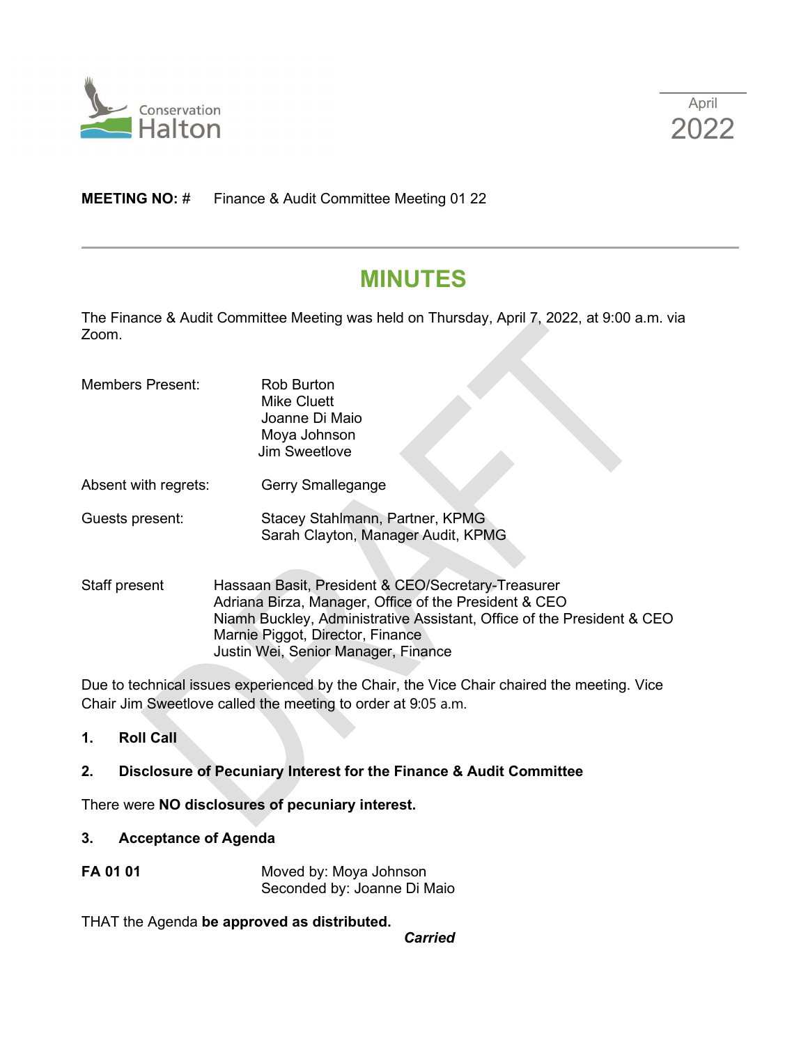Conservation Halton

April 2022

**MEETING NO:** # Finance & Audit Committee Meeting 01 22

# MINUTES

The Finance & Audit Committee Meeting was held on Thursday, April 7, 2022, at 9:00 a.m. via Zoom.

| | |
|---|---|
| Members Present: | Rob Burton<br>Mike Cluett<br>Joanne Di Maio<br>Moya Johnson<br>Jim Sweetlove |
| Absent with regrets: | Gerry Smallegange |
| Guests present: | Stacey Stahlmann, Partner, KPMG<br>Sarah Clayton, Manager Audit, KPMG |
| Staff present | Hassaan Basit, President & CEO/Secretary-Treasurer<br>Adriana Birza, Manager, Office of the President & CEO<br>Niamh Buckley, Administrative Assistant, Office of the President & CEO<br>Marnie Piggot, Director, Finance<br>Justin Wei, Senior Manager, Finance |

Due to technical issues experienced by the Chair, the Vice Chair chaired the meeting. Vice Chair Jim Sweetlove called the meeting to order at 9:05 a.m.

## 1. Roll Call

## 2. Disclosure of Pecuniary Interest for the Finance & Audit Committee

There were **NO disclosures of pecuniary interest.**

## 3. Acceptance of Agenda

**FA 01 01** Moved by: Moya Johnson
Seconded by: Joanne Di Maio

THAT the Agenda **be approved as distributed.**

***Carried***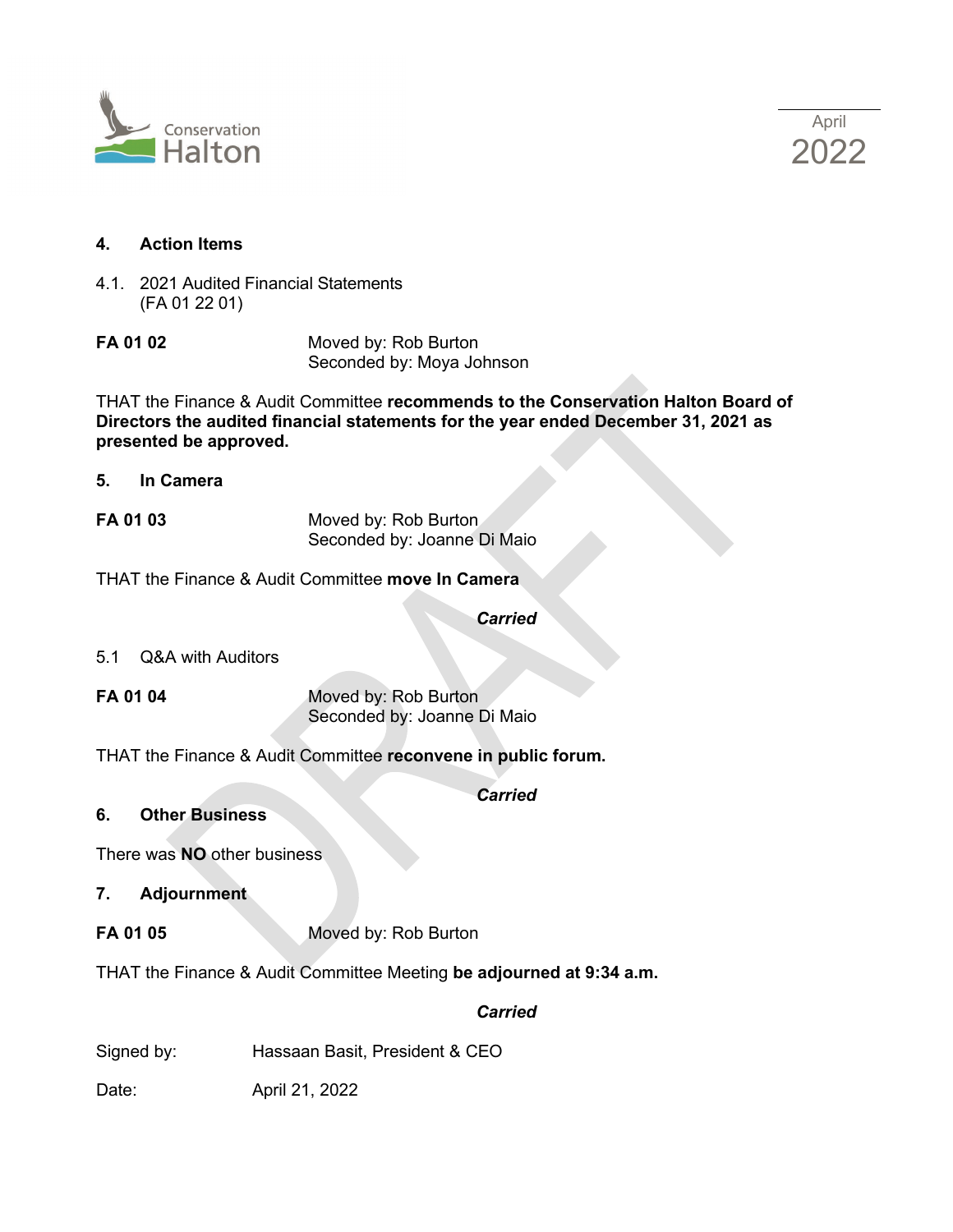## 4. Action Items

4.1. 2021 Audited Financial Statements
(FA 01 22 01)

**FA 01 02** Moved by: Rob Burton
Seconded by: Moya Johnson

THAT the Finance & Audit Committee **recommends to the Conservation Halton Board of Directors the audited financial statements for the year ended December 31, 2021 as presented be approved.**

## 5. In Camera

**FA 01 03** Moved by: Rob Burton
Seconded by: Joanne Di Maio

THAT the Finance & Audit Committee **move In Camera**

***Carried***

5.1 Q&A with Auditors

**FA 01 04** Moved by: Rob Burton
Seconded by: Joanne Di Maio

THAT the Finance & Audit Committee **reconvene in public forum.**

***Carried***

## 6. Other Business

There was **NO** other business

## 7. Adjournment

**FA 01 05** Moved by: Rob Burton

THAT the Finance & Audit Committee Meeting **be adjourned at 9:34 a.m.**

***Carried***

Signed by: Hassaan Basit, President & CEO

Date: April 21, 2022